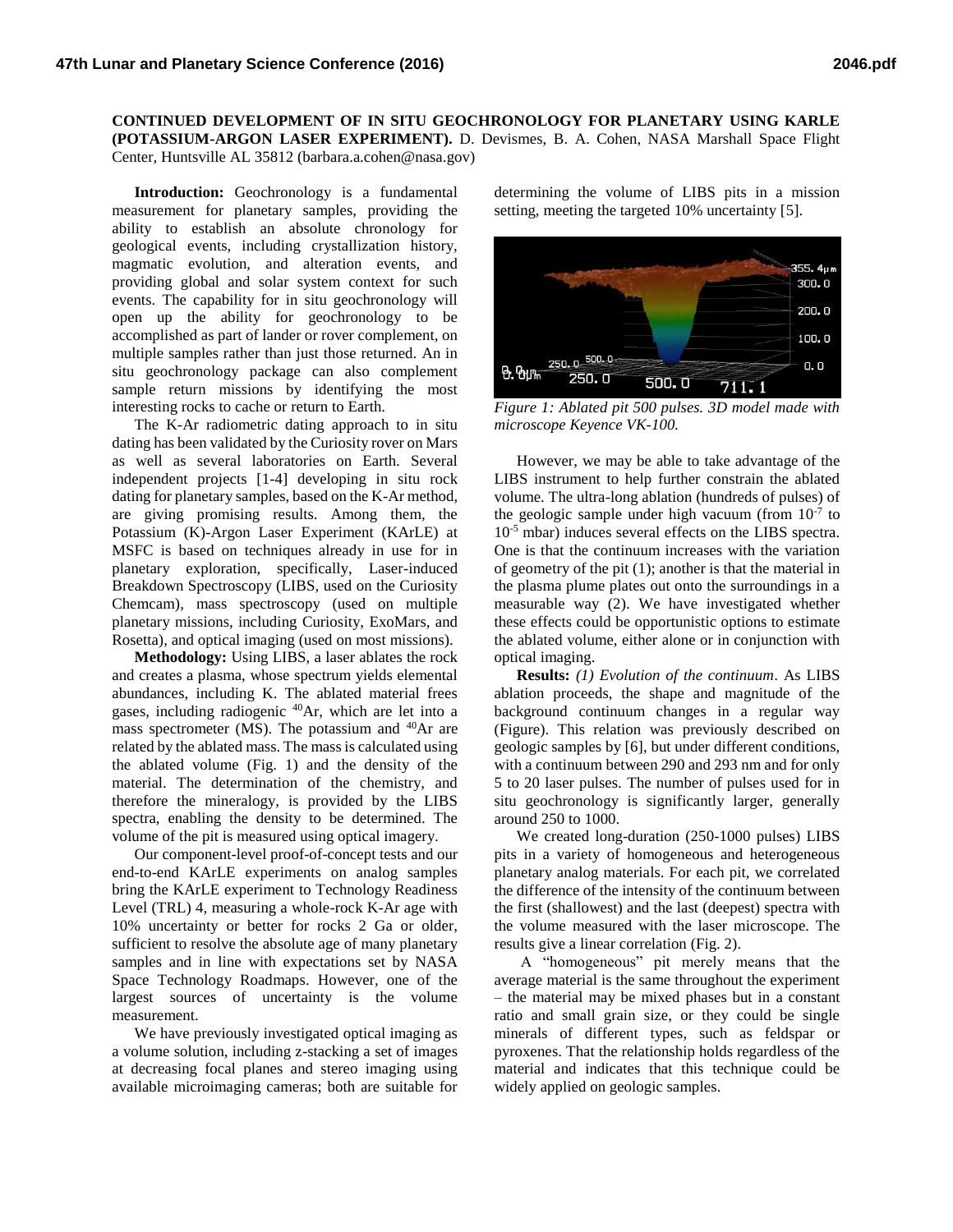**CONTINUED DEVELOPMENT OF IN SITU GEOCHRONOLOGY FOR PLANETARY USING KARLE (POTASSIUM-ARGON LASER EXPERIMENT).** D. Devismes, B. A. Cohen, NASA Marshall Space Flight Center, Huntsville AL 35812 (barbara.a.cohen@nasa.gov)

**Introduction:** Geochronology is a fundamental measurement for planetary samples, providing the ability to establish an absolute chronology for geological events, including crystallization history, magmatic evolution, and alteration events, and providing global and solar system context for such events. The capability for in situ geochronology will open up the ability for geochronology to be accomplished as part of lander or rover complement, on multiple samples rather than just those returned. An in situ geochronology package can also complement sample return missions by identifying the most interesting rocks to cache or return to Earth.

The K-Ar radiometric dating approach to in situ dating has been validated by the Curiosity rover on Mars as well as several laboratories on Earth. Several independent projects [1-4] developing in situ rock dating for planetary samples, based on the K-Ar method, are giving promising results. Among them, the Potassium (K)-Argon Laser Experiment (KArLE) at MSFC is based on techniques already in use for in planetary exploration, specifically, Laser-induced Breakdown Spectroscopy (LIBS, used on the Curiosity Chemcam), mass spectroscopy (used on multiple planetary missions, including Curiosity, ExoMars, and Rosetta), and optical imaging (used on most missions).

**Methodology:** Using LIBS, a laser ablates the rock and creates a plasma, whose spectrum yields elemental abundances, including K. The ablated material frees gases, including radiogenic $^{40}$Ar, which are let into a mass spectrometer (MS). The potassium and $^{40}$Ar are related by the ablated mass. The mass is calculated using the ablated volume (Fig. 1) and the density of the material. The determination of the chemistry, and therefore the mineralogy, is provided by the LIBS spectra, enabling the density to be determined. The volume of the pit is measured using optical imagery.

Our component-level proof-of-concept tests and our end-to-end KArLE experiments on analog samples bring the KArLE experiment to Technology Readiness Level (TRL) 4, measuring a whole-rock K-Ar age with 10% uncertainty or better for rocks 2 Ga or older, sufficient to resolve the absolute age of many planetary samples and in line with expectations set by NASA Space Technology Roadmaps. However, one of the largest sources of uncertainty is the volume measurement.

We have previously investigated optical imaging as a volume solution, including z-stacking a set of images at decreasing focal planes and stereo imaging using available microimaging cameras; both are suitable for determining the volume of LIBS pits in a mission setting, meeting the targeted 10% uncertainty [5].

*Figure 1: Ablated pit 500 pulses. 3D model made with microscope Keyence VK-100.*

However, we may be able to take advantage of the LIBS instrument to help further constrain the ablated volume. The ultra-long ablation (hundreds of pulses) of the geologic sample under high vacuum (from $10^{-7}$ to $10^{-5}$ mbar) induces several effects on the LIBS spectra. One is that the continuum increases with the variation of geometry of the pit (1); another is that the material in the plasma plume plates out onto the surroundings in a measurable way (2). We have investigated whether these effects could be opportunistic options to estimate the ablated volume, either alone or in conjunction with optical imaging.

**Results:** *(1) Evolution of the continuum*. As LIBS ablation proceeds, the shape and magnitude of the background continuum changes in a regular way (Figure). This relation was previously described on geologic samples by [6], but under different conditions, with a continuum between 290 and 293 nm and for only 5 to 20 laser pulses. The number of pulses used for in situ geochronology is significantly larger, generally around 250 to 1000.

We created long-duration (250-1000 pulses) LIBS pits in a variety of homogeneous and heterogeneous planetary analog materials. For each pit, we correlated the difference of the intensity of the continuum between the first (shallowest) and the last (deepest) spectra with the volume measured with the laser microscope. The results give a linear correlation (Fig. 2).

A "homogeneous" pit merely means that the average material is the same throughout the experiment – the material may be mixed phases but in a constant ratio and small grain size, or they could be single minerals of different types, such as feldspar or pyroxenes. That the relationship holds regardless of the material and indicates that this technique could be widely applied on geologic samples.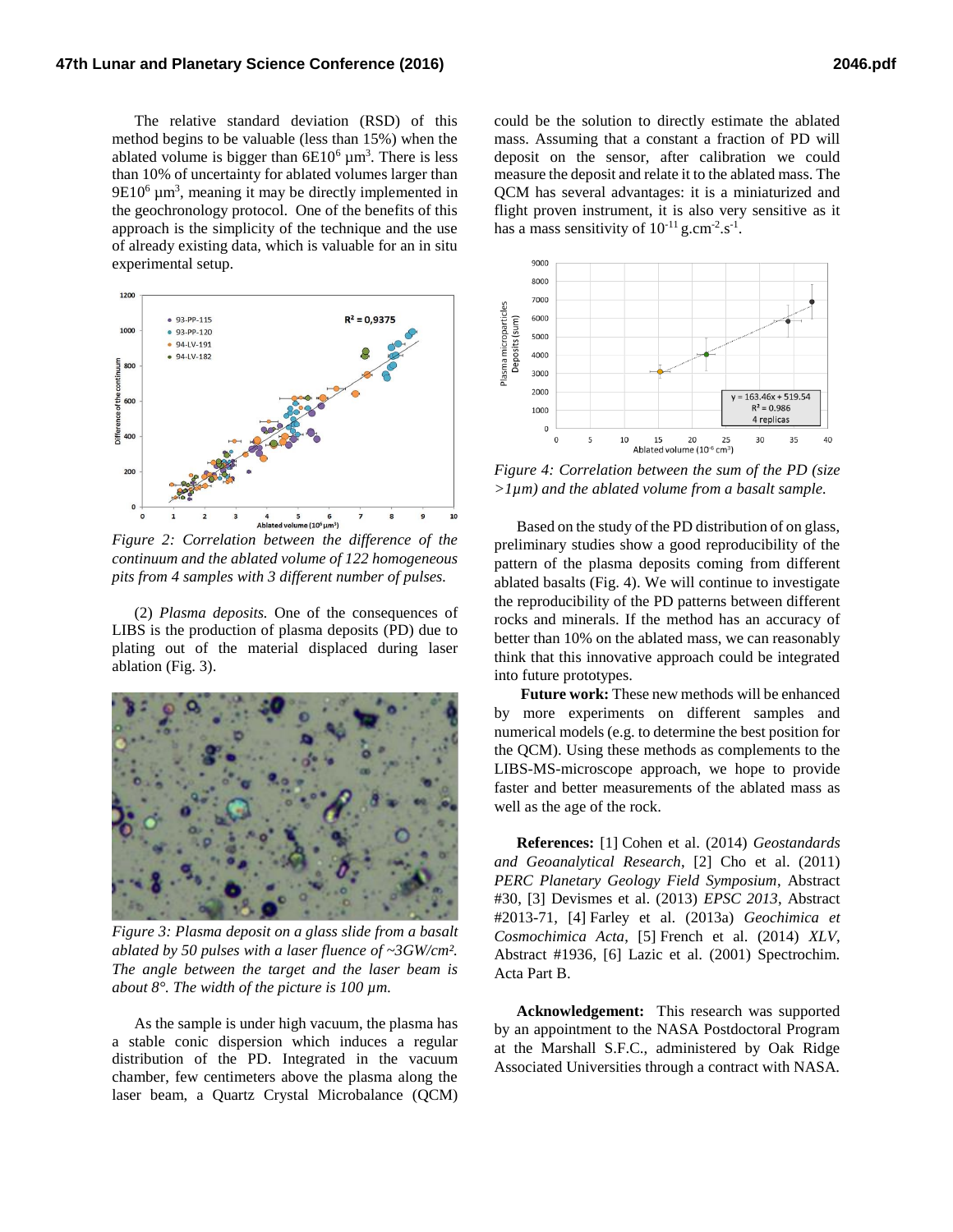The relative standard deviation (RSD) of this method begins to be valuable (less than 15%) when the ablated volume is bigger than $6E10^6$ µm$^3$. There is less than 10% of uncertainty for ablated volumes larger than $9E10^6$ µm$^3$, meaning it may be directly implemented in the geochronology protocol. One of the benefits of this approach is the simplicity of the technique and the use of already existing data, which is valuable for an in situ experimental setup.

93-PP-115
93-PP-120
94-LV-191
94-LV-182
$R^2 = 0{,}9375$
Difference of the continuum
Ablated volume ($10^6$ µm$^3$)

*Figure 2: Correlation between the difference of the continuum and the ablated volume of 122 homogeneous pits from 4 samples with 3 different number of pulses.*

(2) *Plasma deposits.* One of the consequences of LIBS is the production of plasma deposits (PD) due to plating out of the material displaced during laser ablation (Fig. 3).

*Figure 3: Plasma deposit on a glass slide from a basalt ablated by 50 pulses with a laser fluence of ~3GW/cm². The angle between the target and the laser beam is about 8°. The width of the picture is 100 µm.*

As the sample is under high vacuum, the plasma has a stable conic dispersion which induces a regular distribution of the PD. Integrated in the vacuum chamber, few centimeters above the plasma along the laser beam, a Quartz Crystal Microbalance (QCM) could be the solution to directly estimate the ablated mass. Assuming that a constant a fraction of PD will deposit on the sensor, after calibration we could measure the deposit and relate it to the ablated mass. The QCM has several advantages: it is a miniaturized and flight proven instrument, it is also very sensitive as it has a mass sensitivity of $10^{-11}$ g.cm$^{-2}$.s$^{-1}$.

Plasma microparticles Deposits (sum)
Ablated volume ($10^{-6}$ cm$^3$)
$y = 163.46x + 519.54$
$R^2 = 0.986$
4 replicas

*Figure 4: Correlation between the sum of the PD (size >1µm) and the ablated volume from a basalt sample.*

Based on the study of the PD distribution of on glass, preliminary studies show a good reproducibility of the pattern of the plasma deposits coming from different ablated basalts (Fig. 4). We will continue to investigate the reproducibility of the PD patterns between different rocks and minerals. If the method has an accuracy of better than 10% on the ablated mass, we can reasonably think that this innovative approach could be integrated into future prototypes.

**Future work:** These new methods will be enhanced by more experiments on different samples and numerical models (e.g. to determine the best position for the QCM). Using these methods as complements to the LIBS-MS-microscope approach, we hope to provide faster and better measurements of the ablated mass as well as the age of the rock.

**References:** [1] Cohen et al. (2014) *Geostandards and Geoanalytical Research*, [2] Cho et al. (2011) *PERC Planetary Geology Field Symposium*, Abstract #30, [3] Devismes et al. (2013) *EPSC 2013*, Abstract #2013-71, [4] Farley et al. (2013a) *Geochimica et Cosmochimica Acta*, [5] French et al. (2014) *XLV*, Abstract #1936, [6] Lazic et al. (2001) Spectrochim. Acta Part B.

**Acknowledgement:** This research was supported by an appointment to the NASA Postdoctoral Program at the Marshall S.F.C., administered by Oak Ridge Associated Universities through a contract with NASA.